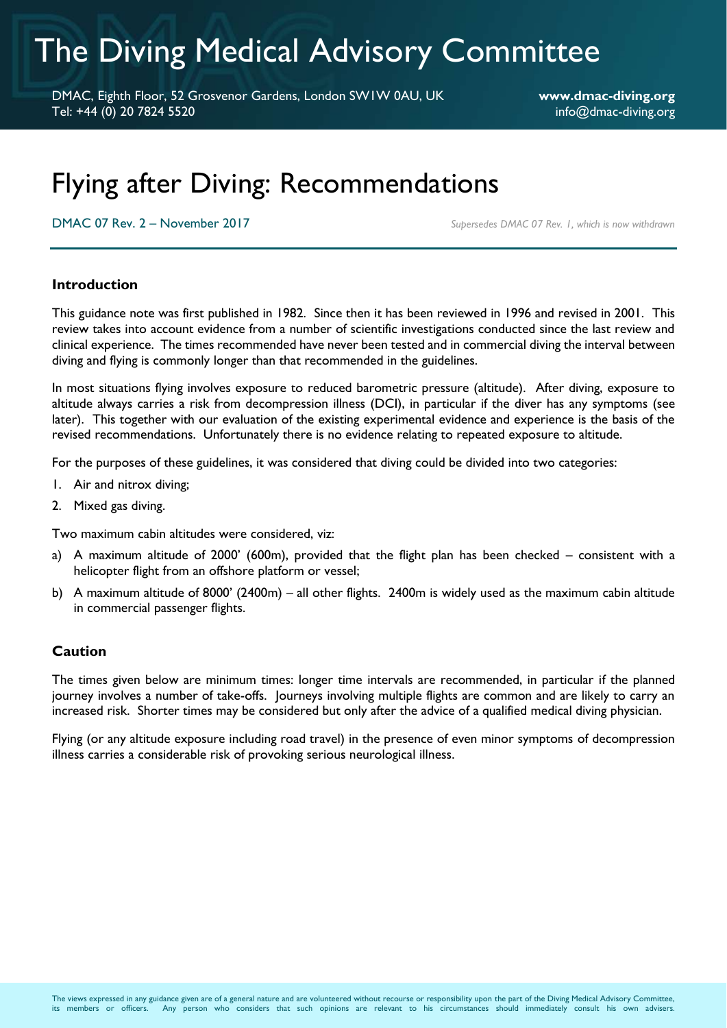# The Diving Medical Advisory Committee

DMAC, Eighth Floor, 52 Grosvenor Gardens, London SW1W 0AU, UK
Tel: +44 (0) 20 7824 5520

**www.dmac-diving.org**
info@dmac-diving.org

# Flying after Diving: Recommendations

DMAC 07 Rev. 2 – November 2017

*Supersedes DMAC 07 Rev. 1, which is now withdrawn*

## Introduction

This guidance note was first published in 1982. Since then it has been reviewed in 1996 and revised in 2001. This review takes into account evidence from a number of scientific investigations conducted since the last review and clinical experience. The times recommended have never been tested and in commercial diving the interval between diving and flying is commonly longer than that recommended in the guidelines.

In most situations flying involves exposure to reduced barometric pressure (altitude). After diving, exposure to altitude always carries a risk from decompression illness (DCI), in particular if the diver has any symptoms (see later). This together with our evaluation of the existing experimental evidence and experience is the basis of the revised recommendations. Unfortunately there is no evidence relating to repeated exposure to altitude.

For the purposes of these guidelines, it was considered that diving could be divided into two categories:

1. Air and nitrox diving;
2. Mixed gas diving.

Two maximum cabin altitudes were considered, viz:

a) A maximum altitude of 2000' (600m), provided that the flight plan has been checked – consistent with a helicopter flight from an offshore platform or vessel;
b) A maximum altitude of 8000' (2400m) – all other flights. 2400m is widely used as the maximum cabin altitude in commercial passenger flights.

## Caution

The times given below are minimum times: longer time intervals are recommended, in particular if the planned journey involves a number of take-offs. Journeys involving multiple flights are common and are likely to carry an increased risk. Shorter times may be considered but only after the advice of a qualified medical diving physician.

Flying (or any altitude exposure including road travel) in the presence of even minor symptoms of decompression illness carries a considerable risk of provoking serious neurological illness.

The views expressed in any guidance given are of a general nature and are volunteered without recourse or responsibility upon the part of the Diving Medical Advisory Committee, its members or officers. Any person who considers that such opinions are relevant to his circumstances should immediately consult his own advisers.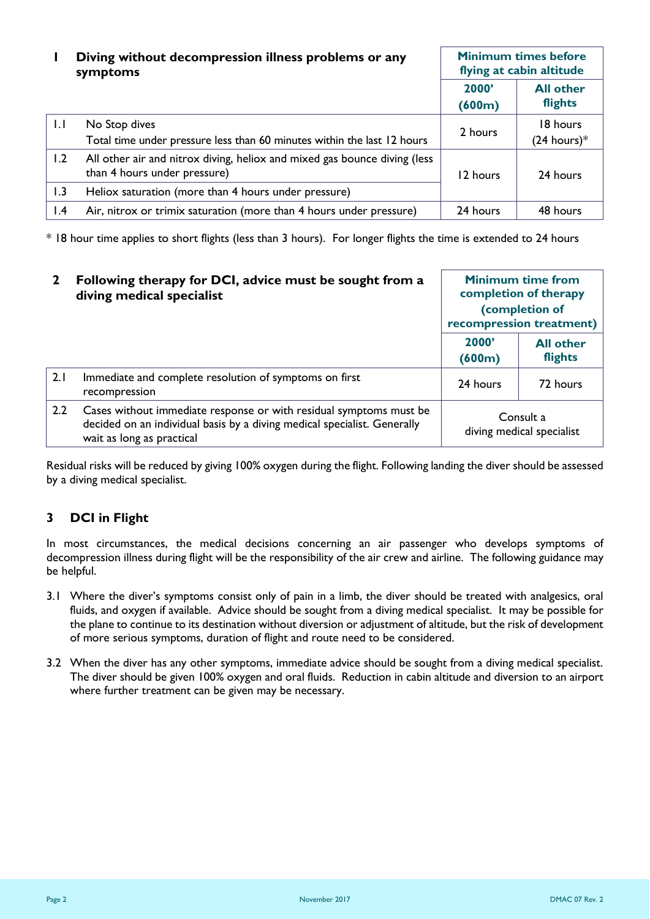| 1 | Diving without decompression illness problems or any symptoms | Minimum times before flying at cabin altitude | |
|---|---|---|---|
| | | 2000' (600m) | All other flights |
| 1.1 | No Stop dives<br>Total time under pressure less than 60 minutes within the last 12 hours | 2 hours | 18 hours (24 hours)* |
| 1.2 | All other air and nitrox diving, heliox and mixed gas bounce diving (less than 4 hours under pressure) | 12 hours | 24 hours |
| 1.3 | Heliox saturation (more than 4 hours under pressure) | | |
| 1.4 | Air, nitrox or trimix saturation (more than 4 hours under pressure) | 24 hours | 48 hours |

\* 18 hour time applies to short flights (less than 3 hours). For longer flights the time is extended to 24 hours

| 2 | Following therapy for DCI, advice must be sought from a diving medical specialist | Minimum time from completion of therapy (completion of recompression treatment) | |
|---|---|---|---|
| | | 2000' (600m) | All other flights |
| 2.1 | Immediate and complete resolution of symptoms on first recompression | 24 hours | 72 hours |
| 2.2 | Cases without immediate response or with residual symptoms must be decided on an individual basis by a diving medical specialist. Generally wait as long as practical | Consult a diving medical specialist | |

Residual risks will be reduced by giving 100% oxygen during the flight. Following landing the diver should be assessed by a diving medical specialist.

## 3 DCI in Flight

In most circumstances, the medical decisions concerning an air passenger who develops symptoms of decompression illness during flight will be the responsibility of the air crew and airline. The following guidance may be helpful.

3.1 Where the diver's symptoms consist only of pain in a limb, the diver should be treated with analgesics, oral fluids, and oxygen if available. Advice should be sought from a diving medical specialist. It may be possible for the plane to continue to its destination without diversion or adjustment of altitude, but the risk of development of more serious symptoms, duration of flight and route need to be considered.

3.2 When the diver has any other symptoms, immediate advice should be sought from a diving medical specialist. The diver should be given 100% oxygen and oral fluids. Reduction in cabin altitude and diversion to an airport where further treatment can be given may be necessary.